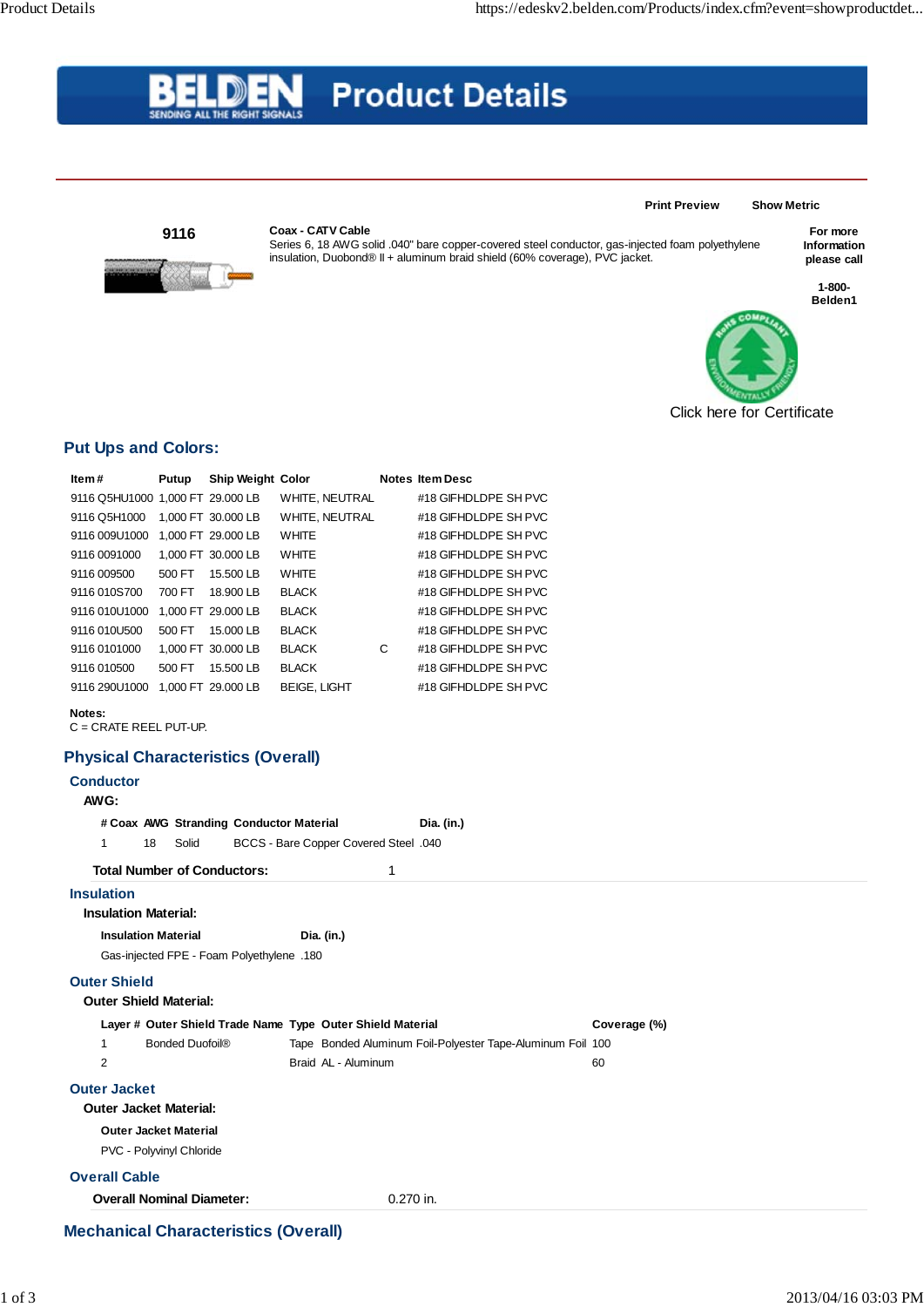# Product Details

Print Preview | Show Metric

**9116**

**Coax - CATV Cable**
Series 6, 18 AWG solid .040" bare copper-covered steel conductor, gas-injected foam polyethylene insulation, Duobond® II + aluminum braid shield (60% coverage), PVC jacket.

**For more Information please call**

**1-800-Belden1**

Click here for Certificate

## Put Ups and Colors:

| Item # | Putup | Ship Weight | Color | Notes | Item Desc |
|---|---|---|---|---|---|
| 9116 Q5HU1000 | 1,000 FT | 29.000 LB | WHITE, NEUTRAL | | #18 GIFHDLDPE SH PVC |
| 9116 Q5H1000 | 1,000 FT | 30.000 LB | WHITE, NEUTRAL | | #18 GIFHDLDPE SH PVC |
| 9116 009U1000 | 1,000 FT | 29.000 LB | WHITE | | #18 GIFHDLDPE SH PVC |
| 9116 0091000 | 1,000 FT | 30.000 LB | WHITE | | #18 GIFHDLDPE SH PVC |
| 9116 009500 | 500 FT | 15.500 LB | WHITE | | #18 GIFHDLDPE SH PVC |
| 9116 010S700 | 700 FT | 18.900 LB | BLACK | | #18 GIFHDLDPE SH PVC |
| 9116 010U1000 | 1,000 FT | 29.000 LB | BLACK | | #18 GIFHDLDPE SH PVC |
| 9116 010U500 | 500 FT | 15.000 LB | BLACK | | #18 GIFHDLDPE SH PVC |
| 9116 0101000 | 1,000 FT | 30.000 LB | BLACK | C | #18 GIFHDLDPE SH PVC |
| 9116 010500 | 500 FT | 15.500 LB | BLACK | | #18 GIFHDLDPE SH PVC |
| 9116 290U1000 | 1,000 FT | 29.000 LB | BEIGE, LIGHT | | #18 GIFHDLDPE SH PVC |

**Notes:**
C = CRATE REEL PUT-UP.

## Physical Characteristics (Overall)

### Conductor

**AWG:**

| # Coax | AWG | Stranding | Conductor Material | Dia. (in.) |
|---|---|---|---|---|
| 1 | 18 | Solid | BCCS - Bare Copper Covered Steel | .040 |

**Total Number of Conductors:** 1

### Insulation

**Insulation Material:**

| Insulation Material | Dia. (in.) |
|---|---|
| Gas-injected FPE - Foam Polyethylene | .180 |

### Outer Shield

**Outer Shield Material:**

| Layer # | Outer Shield Trade Name | Type | Outer Shield Material | Coverage (%) |
|---|---|---|---|---|
| 1 | Bonded Duofoil® | Tape | Bonded Aluminum Foil-Polyester Tape-Aluminum Foil | 100 |
| 2 | | Braid | AL - Aluminum | 60 |

### Outer Jacket

**Outer Jacket Material:**

| Outer Jacket Material |
|---|
| PVC - Polyvinyl Chloride |

### Overall Cable

**Overall Nominal Diameter:** 0.270 in.

## Mechanical Characteristics (Overall)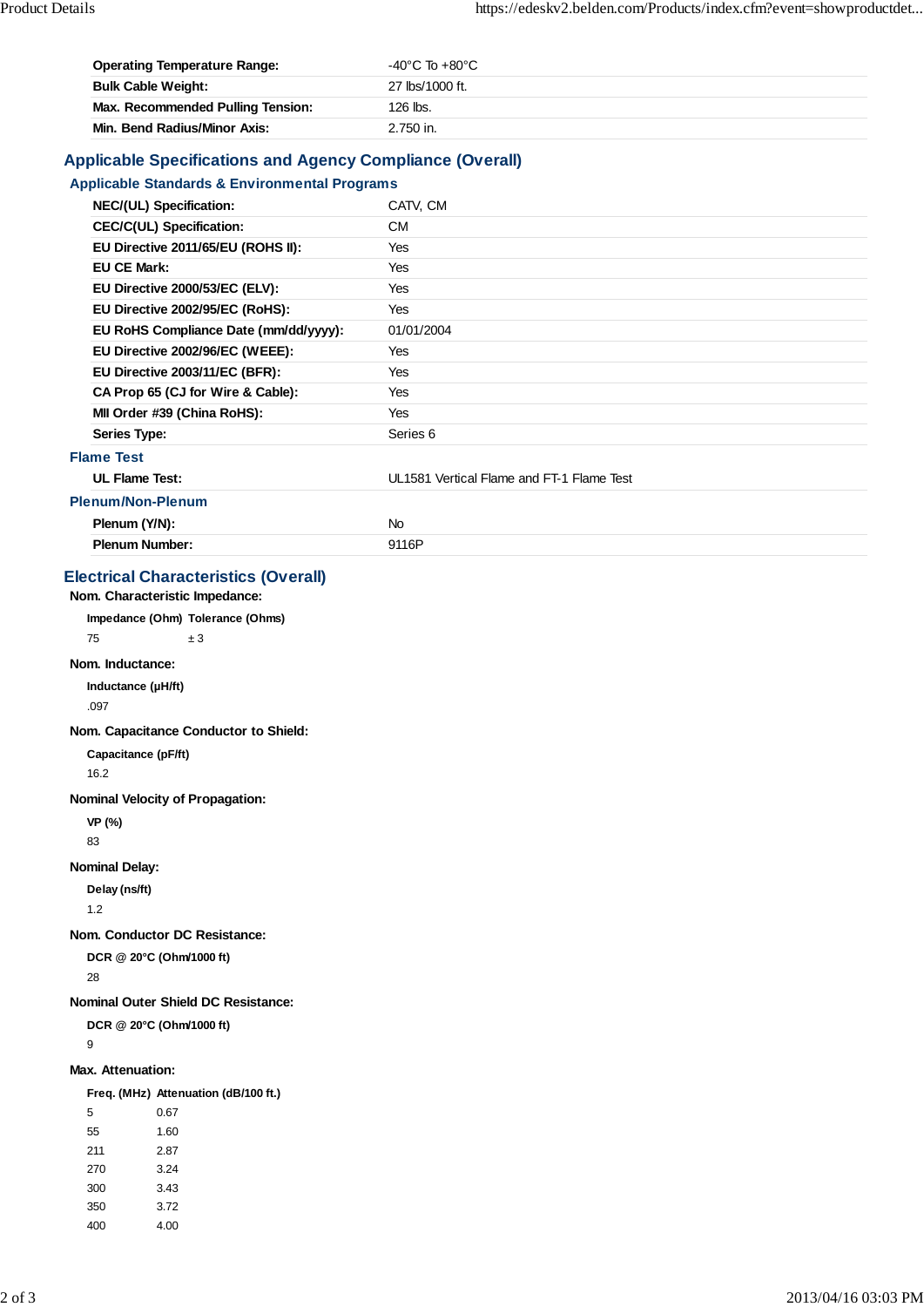| | |
|---|---|
| **Operating Temperature Range:** | -40°C To +80°C |
| **Bulk Cable Weight:** | 27 lbs/1000 ft. |
| **Max. Recommended Pulling Tension:** | 126 lbs. |
| **Min. Bend Radius/Minor Axis:** | 2.750 in. |

## Applicable Specifications and Agency Compliance (Overall)

### Applicable Standards & Environmental Programs

| | |
|---|---|
| **NEC/(UL) Specification:** | CATV, CM |
| **CEC/C(UL) Specification:** | CM |
| **EU Directive 2011/65/EU (ROHS II):** | Yes |
| **EU CE Mark:** | Yes |
| **EU Directive 2000/53/EC (ELV):** | Yes |
| **EU Directive 2002/95/EC (RoHS):** | Yes |
| **EU RoHS Compliance Date (mm/dd/yyyy):** | 01/01/2004 |
| **EU Directive 2002/96/EC (WEEE):** | Yes |
| **EU Directive 2003/11/EC (BFR):** | Yes |
| **CA Prop 65 (CJ for Wire & Cable):** | Yes |
| **MII Order #39 (China RoHS):** | Yes |
| **Series Type:** | Series 6 |

### Flame Test

| | |
|---|---|
| **UL Flame Test:** | UL1581 Vertical Flame and FT-1 Flame Test |

### Plenum/Non-Plenum

| | |
|---|---|
| **Plenum (Y/N):** | No |
| **Plenum Number:** | 9116P |

## Electrical Characteristics (Overall)

**Nom. Characteristic Impedance:**

| Impedance (Ohm) | Tolerance (Ohms) |
|---|---|
| 75 | ± 3 |

**Nom. Inductance:**

| Inductance (µH/ft) |
|---|
| .097 |

**Nom. Capacitance Conductor to Shield:**

| Capacitance (pF/ft) |
|---|
| 16.2 |

**Nominal Velocity of Propagation:**

| VP (%) |
|---|
| 83 |

**Nominal Delay:**

| Delay (ns/ft) |
|---|
| 1.2 |

**Nom. Conductor DC Resistance:**

| DCR @ 20°C (Ohm/1000 ft) |
|---|
| 28 |

**Nominal Outer Shield DC Resistance:**

| DCR @ 20°C (Ohm/1000 ft) |
|---|
| 9 |

**Max. Attenuation:**

| Freq. (MHz) | Attenuation (dB/100 ft.) |
|---|---|
| 5 | 0.67 |
| 55 | 1.60 |
| 211 | 2.87 |
| 270 | 3.24 |
| 300 | 3.43 |
| 350 | 3.72 |
| 400 | 4.00 |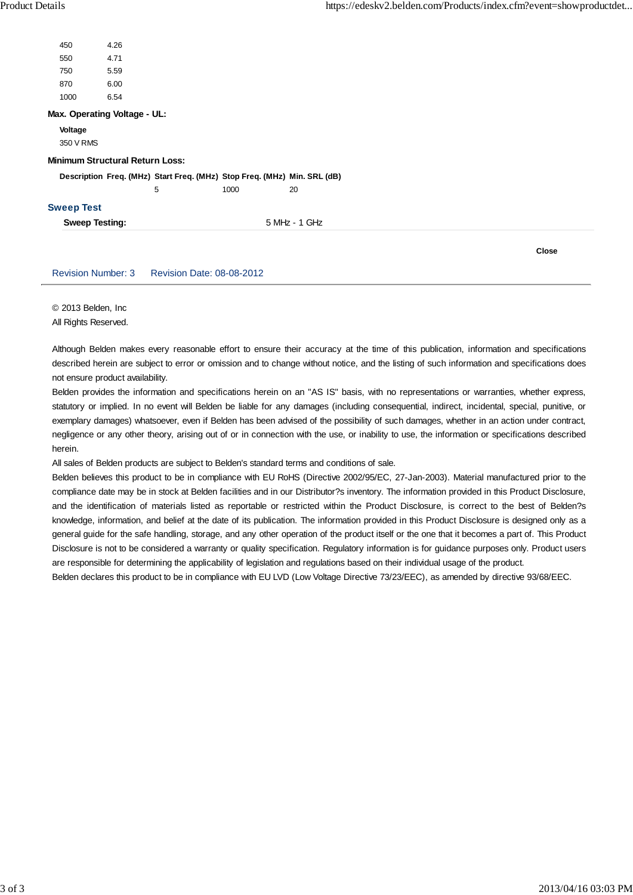| | |
|---|---|
| 450 | 4.26 |
| 550 | 4.71 |
| 750 | 5.59 |
| 870 | 6.00 |
| 1000 | 6.54 |

**Max. Operating Voltage - UL:**

| Voltage |
|---|
| 350 V RMS |

**Minimum Structural Return Loss:**

| Description | Freq. (MHz) | Start Freq. (MHz) | Stop Freq. (MHz) | Min. SRL (dB) |
|---|---|---|---|---|
| | | 5 | 1000 | 20 |

## Sweep Test

| | |
|---|---|
| **Sweep Testing:** | 5 MHz - 1 GHz |

**Close**

Revision Number: 3 Revision Date: 08-08-2012

© 2013 Belden, Inc
All Rights Reserved.

Although Belden makes every reasonable effort to ensure their accuracy at the time of this publication, information and specifications described herein are subject to error or omission and to change without notice, and the listing of such information and specifications does not ensure product availability.

Belden provides the information and specifications herein on an "AS IS" basis, with no representations or warranties, whether express, statutory or implied. In no event will Belden be liable for any damages (including consequential, indirect, incidental, special, punitive, or exemplary damages) whatsoever, even if Belden has been advised of the possibility of such damages, whether in an action under contract, negligence or any other theory, arising out of or in connection with the use, or inability to use, the information or specifications described herein.

All sales of Belden products are subject to Belden's standard terms and conditions of sale.

Belden believes this product to be in compliance with EU RoHS (Directive 2002/95/EC, 27-Jan-2003). Material manufactured prior to the compliance date may be in stock at Belden facilities and in our Distributor?s inventory. The information provided in this Product Disclosure, and the identification of materials listed as reportable or restricted within the Product Disclosure, is correct to the best of Belden?s knowledge, information, and belief at the date of its publication. The information provided in this Product Disclosure is designed only as a general guide for the safe handling, storage, and any other operation of the product itself or the one that it becomes a part of. This Product Disclosure is not to be considered a warranty or quality specification. Regulatory information is for guidance purposes only. Product users are responsible for determining the applicability of legislation and regulations based on their individual usage of the product.

Belden declares this product to be in compliance with EU LVD (Low Voltage Directive 73/23/EEC), as amended by directive 93/68/EEC.